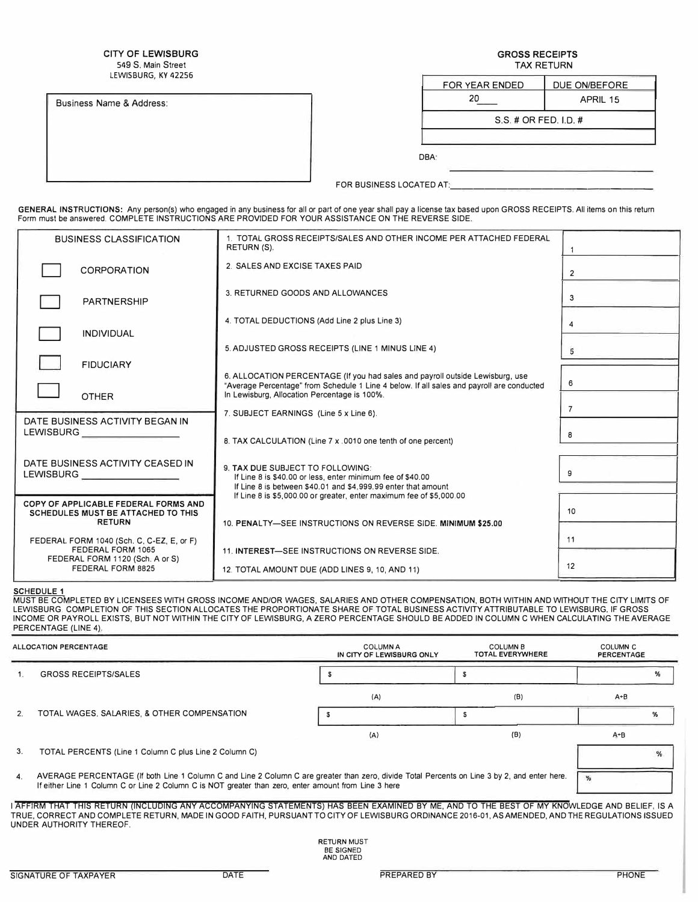**CITY OF LEWISBURG**
549 S. Main Street
LEWISBURG, KY 42256

**GROSS RECEIPTS**
TAX RETURN

Business Name & Address:

| FOR YEAR ENDED | DUE ON/BEFORE |
|---|---|
| 20___ | APRIL 15 |
| S.S. # OR FED. I.D. # | |
| | |

DBA: ______________________

FOR BUSINESS LOCATED AT: ______________________

**GENERAL INSTRUCTIONS:** Any person(s) who engaged in any business for all or part of one year shall pay a license tax based upon GROSS RECEIPTS. All items on this return Form must be answered. COMPLETE INSTRUCTIONS ARE PROVIDED FOR YOUR ASSISTANCE ON THE REVERSE SIDE.

| BUSINESS CLASSIFICATION | | |
|---|---|---|
| ☐ CORPORATION | 1. TOTAL GROSS RECEIPTS/SALES AND OTHER INCOME PER ATTACHED FEDERAL RETURN (S). | 1 |
| ☐ PARTNERSHIP | 2. SALES AND EXCISE TAXES PAID | 2 |
| ☐ INDIVIDUAL | 3. RETURNED GOODS AND ALLOWANCES | 3 |
| ☐ FIDUCIARY | 4. TOTAL DEDUCTIONS (Add Line 2 plus Line 3) | 4 |
| ☐ OTHER | 5. ADJUSTED GROSS RECEIPTS (LINE 1 MINUS LINE 4) | 5 |
| | 6. ALLOCATION PERCENTAGE (If you had sales and payroll outside Lewisburg, use "Average Percentage" from Schedule 1 Line 4 below. If all sales and payroll are conducted In Lewisburg, Allocation Percentage is 100%. | 6 |
| DATE BUSINESS ACTIVITY BEGAN IN LEWISBURG ______ | 7. SUBJECT EARNINGS (Line 5 x Line 6). | 7 |
| | 8. TAX CALCULATION (Line 7 x .0010 one tenth of one percent) | 8 |
| DATE BUSINESS ACTIVITY CEASED IN LEWISBURG ______ | 9. **TAX DUE** SUBJECT TO FOLLOWING:<br>If Line 8 is $40.00 or less, enter minimum fee of $40.00<br>If Line 8 is between $40.01 and $4,999.99 enter that amount<br>If Line 8 is $5,000.00 or greater, enter maximum fee of $5,000.00 | 9 |
| **COPY OF APPLICABLE FEDERAL FORMS AND SCHEDULES MUST BE ATTACHED TO THIS RETURN** | 10. **PENALTY**—SEE INSTRUCTIONS ON REVERSE SIDE. **MINIMUM $25.00** | 10 |
| FEDERAL FORM 1040 (Sch. C, C-EZ, E, or F)<br>FEDERAL FORM 1065<br>FEDERAL FORM 1120 (Sch. A or S)<br>FEDERAL FORM 8825 | 11. **INTEREST**—SEE INSTRUCTIONS ON REVERSE SIDE. | 11 |
| | 12. TOTAL AMOUNT DUE (ADD LINES 9, 10, AND 11) | 12 |

**SCHEDULE 1**

MUST BE COMPLETED BY LICENSEES WITH GROSS INCOME AND/OR WAGES, SALARIES AND OTHER COMPENSATION, BOTH WITHIN AND WITHOUT THE CITY LIMITS OF LEWISBURG. COMPLETION OF THIS SECTION ALLOCATES THE PROPORTIONATE SHARE OF TOTAL BUSINESS ACTIVITY ATTRIBUTABLE TO LEWISBURG. IF GROSS INCOME OR PAYROLL EXISTS, BUT NOT WITHIN THE CITY OF LEWISBURG, A ZERO PERCENTAGE SHOULD BE ADDED IN COLUMN C WHEN CALCULATING THE AVERAGE PERCENTAGE (LINE 4).

| ALLOCATION PERCENTAGE | COLUMN A IN CITY OF LEWISBURG ONLY | COLUMN B TOTAL EVERYWHERE | COLUMN C PERCENTAGE |
|---|---|---|---|
| 1. GROSS RECEIPTS/SALES | $ | $ | % |
| | (A) | (B) | A÷B |
| 2. TOTAL WAGES, SALARIES, & OTHER COMPENSATION | $ | $ | % |
| | (A) | (B) | A÷B |
| 3. TOTAL PERCENTS (Line 1 Column C plus Line 2 Column C) | | | % |
| 4. AVERAGE PERCENTAGE (If both Line 1 Column C and Line 2 Column C are greater than zero, divide Total Percents on Line 3 by 2, and enter here. If either Line 1 Column C or Line 2 Column C is NOT greater than zero, enter amount from Line 3 here | | | % |

I AFFIRM THAT THIS RETURN (INCLUDING ANY ACCOMPANYING STATEMENTS) HAS BEEN EXAMINED BY ME, AND TO THE BEST OF MY KNOWLEDGE AND BELIEF, IS A TRUE, CORRECT AND COMPLETE RETURN, MADE IN GOOD FAITH, PURSUANT TO CITY OF LEWISBURG ORDINANCE 2016-01, AS AMENDED, AND THE REGULATIONS ISSUED UNDER AUTHORITY THEREOF.

RETURN MUST BE SIGNED AND DATED

SIGNATURE OF TAXPAYER ______ DATE ______ PREPARED BY ______ PHONE ______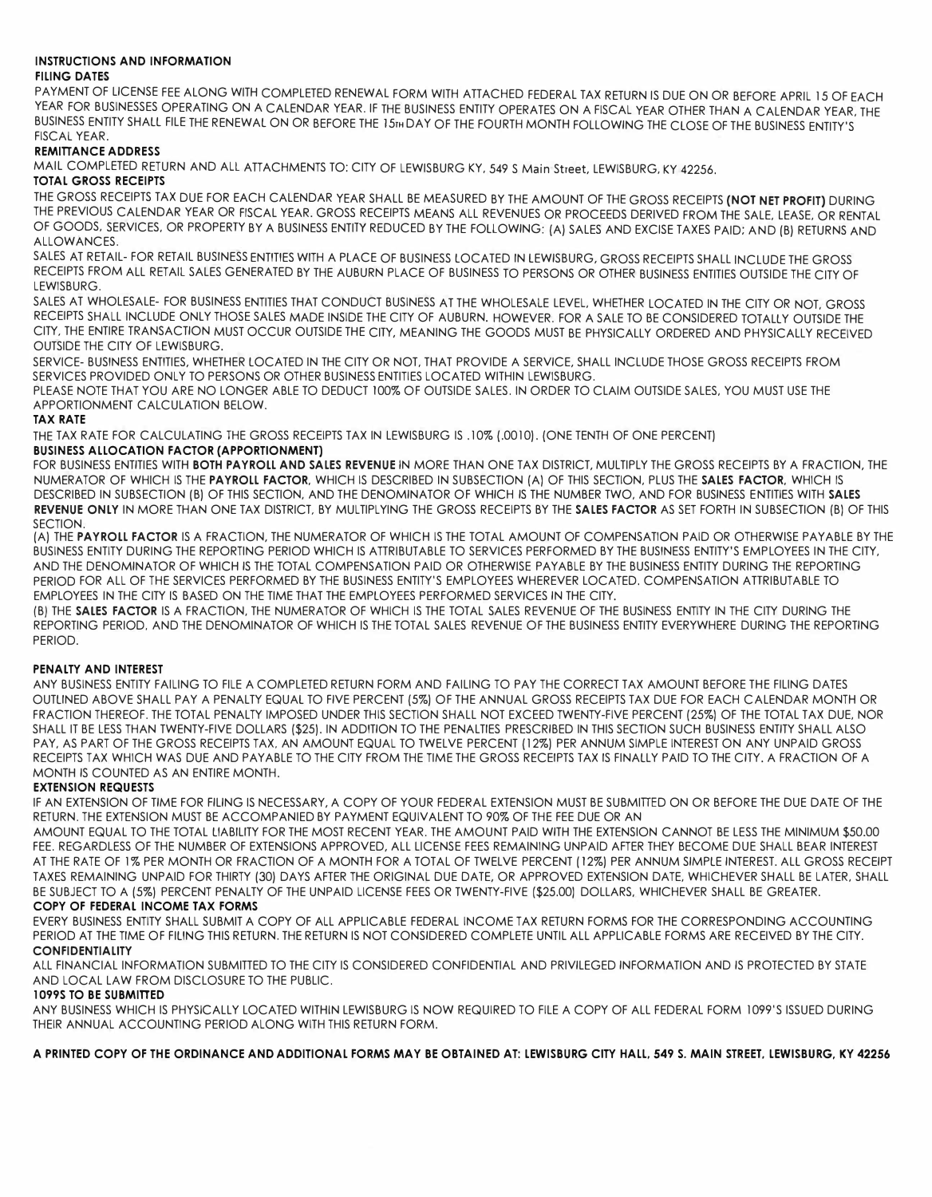## INSTRUCTIONS AND INFORMATION

### FILING DATES

PAYMENT OF LICENSE FEE ALONG WITH COMPLETED RENEWAL FORM WITH ATTACHED FEDERAL TAX RETURN IS DUE ON OR BEFORE APRIL 15 OF EACH YEAR FOR BUSINESSES OPERATING ON A CALENDAR YEAR. IF THE BUSINESS ENTITY OPERATES ON A FISCAL YEAR OTHER THAN A CALENDAR YEAR, THE BUSINESS ENTITY SHALL FILE THE RENEWAL ON OR BEFORE THE 15TH DAY OF THE FOURTH MONTH FOLLOWING THE CLOSE OF THE BUSINESS ENTITY'S FISCAL YEAR.

### REMITTANCE ADDRESS

MAIL COMPLETED RETURN AND ALL ATTACHMENTS TO: CITY OF LEWISBURG KY, 549 S Main Street, LEWISBURG, KY 42256.

### TOTAL GROSS RECEIPTS

THE GROSS RECEIPTS TAX DUE FOR EACH CALENDAR YEAR SHALL BE MEASURED BY THE AMOUNT OF THE GROSS RECEIPTS **(NOT NET PROFIT)** DURING THE PREVIOUS CALENDAR YEAR OR FISCAL YEAR. GROSS RECEIPTS MEANS ALL REVENUES OR PROCEEDS DERIVED FROM THE SALE, LEASE, OR RENTAL OF GOODS, SERVICES, OR PROPERTY BY A BUSINESS ENTITY REDUCED BY THE FOLLOWING: (A) SALES AND EXCISE TAXES PAID; AND (B) RETURNS AND ALLOWANCES.

SALES AT RETAIL- FOR RETAIL BUSINESS ENTITIES WITH A PLACE OF BUSINESS LOCATED IN LEWISBURG, GROSS RECEIPTS SHALL INCLUDE THE GROSS RECEIPTS FROM ALL RETAIL SALES GENERATED BY THE AUBURN PLACE OF BUSINESS TO PERSONS OR OTHER BUSINESS ENTITIES OUTSIDE THE CITY OF LEWISBURG.

SALES AT WHOLESALE- FOR BUSINESS ENTITIES THAT CONDUCT BUSINESS AT THE WHOLESALE LEVEL, WHETHER LOCATED IN THE CITY OR NOT, GROSS RECEIPTS SHALL INCLUDE ONLY THOSE SALES MADE INSIDE THE CITY OF AUBURN. HOWEVER, FOR A SALE TO BE CONSIDERED TOTALLY OUTSIDE THE CITY, THE ENTIRE TRANSACTION MUST OCCUR OUTSIDE THE CITY, MEANING THE GOODS MUST BE PHYSICALLY ORDERED AND PHYSICALLY RECEIVED OUTSIDE THE CITY OF LEWISBURG.

SERVICE- BUSINESS ENTITIES, WHETHER LOCATED IN THE CITY OR NOT, THAT PROVIDE A SERVICE, SHALL INCLUDE THOSE GROSS RECEIPTS FROM SERVICES PROVIDED ONLY TO PERSONS OR OTHER BUSINESS ENTITIES LOCATED WITHIN LEWISBURG.

PLEASE NOTE THAT YOU ARE NO LONGER ABLE TO DEDUCT 100% OF OUTSIDE SALES. IN ORDER TO CLAIM OUTSIDE SALES, YOU MUST USE THE APPORTIONMENT CALCULATION BELOW.

### TAX RATE

THE TAX RATE FOR CALCULATING THE GROSS RECEIPTS TAX IN LEWISBURG IS .10% (.0010). (ONE TENTH OF ONE PERCENT)

### BUSINESS ALLOCATION FACTOR (APPORTIONMENT)

FOR BUSINESS ENTITIES WITH **BOTH PAYROLL AND SALES REVENUE** IN MORE THAN ONE TAX DISTRICT, MULTIPLY THE GROSS RECEIPTS BY A FRACTION, THE NUMERATOR OF WHICH IS THE **PAYROLL FACTOR**, WHICH IS DESCRIBED IN SUBSECTION (A) OF THIS SECTION, PLUS THE **SALES FACTOR**, WHICH IS DESCRIBED IN SUBSECTION (B) OF THIS SECTION, AND THE DENOMINATOR OF WHICH IS THE NUMBER TWO, AND FOR BUSINESS ENTITIES WITH **SALES REVENUE ONLY** IN MORE THAN ONE TAX DISTRICT, BY MULTIPLYING THE GROSS RECEIPTS BY THE **SALES FACTOR** AS SET FORTH IN SUBSECTION (B) OF THIS SECTION.

(A) THE **PAYROLL FACTOR** IS A FRACTION, THE NUMERATOR OF WHICH IS THE TOTAL AMOUNT OF COMPENSATION PAID OR OTHERWISE PAYABLE BY THE BUSINESS ENTITY DURING THE REPORTING PERIOD WHICH IS ATTRIBUTABLE TO SERVICES PERFORMED BY THE BUSINESS ENTITY'S EMPLOYEES IN THE CITY, AND THE DENOMINATOR OF WHICH IS THE TOTAL COMPENSATION PAID OR OTHERWISE PAYABLE BY THE BUSINESS ENTITY DURING THE REPORTING PERIOD FOR ALL OF THE SERVICES PERFORMED BY THE BUSINESS ENTITY'S EMPLOYEES WHEREVER LOCATED. COMPENSATION ATTRIBUTABLE TO EMPLOYEES IN THE CITY IS BASED ON THE TIME THAT THE EMPLOYEES PERFORMED SERVICES IN THE CITY.

(B) THE **SALES FACTOR** IS A FRACTION, THE NUMERATOR OF WHICH IS THE TOTAL SALES REVENUE OF THE BUSINESS ENTITY IN THE CITY DURING THE REPORTING PERIOD, AND THE DENOMINATOR OF WHICH IS THE TOTAL SALES REVENUE OF THE BUSINESS ENTITY EVERYWHERE DURING THE REPORTING PERIOD.

### PENALTY AND INTEREST

ANY BUSINESS ENTITY FAILING TO FILE A COMPLETED RETURN FORM AND FAILING TO PAY THE CORRECT TAX AMOUNT BEFORE THE FILING DATES OUTLINED ABOVE SHALL PAY A PENALTY EQUAL TO FIVE PERCENT (5%) OF THE ANNUAL GROSS RECEIPTS TAX DUE FOR EACH CALENDAR MONTH OR FRACTION THEREOF. THE TOTAL PENALTY IMPOSED UNDER THIS SECTION SHALL NOT EXCEED TWENTY-FIVE PERCENT (25%) OF THE TOTAL TAX DUE, NOR SHALL IT BE LESS THAN TWENTY-FIVE DOLLARS ($25). IN ADDITION TO THE PENALTIES PRESCRIBED IN THIS SECTION SUCH BUSINESS ENTITY SHALL ALSO PAY, AS PART OF THE GROSS RECEIPTS TAX, AN AMOUNT EQUAL TO TWELVE PERCENT (12%) PER ANNUM SIMPLE INTEREST ON ANY UNPAID GROSS RECEIPTS TAX WHICH WAS DUE AND PAYABLE TO THE CITY FROM THE TIME THE GROSS RECEIPTS TAX IS FINALLY PAID TO THE CITY. A FRACTION OF A MONTH IS COUNTED AS AN ENTIRE MONTH.

### EXTENSION REQUESTS

IF AN EXTENSION OF TIME FOR FILING IS NECESSARY, A COPY OF YOUR FEDERAL EXTENSION MUST BE SUBMITTED ON OR BEFORE THE DUE DATE OF THE RETURN. THE EXTENSION MUST BE ACCOMPANIED BY PAYMENT EQUIVALENT TO 90% OF THE FEE DUE OR AN AMOUNT EQUAL TO THE TOTAL LIABILITY FOR THE MOST RECENT YEAR. THE AMOUNT PAID WITH THE EXTENSION CANNOT BE LESS THE MINIMUM $50.00 FEE. REGARDLESS OF THE NUMBER OF EXTENSIONS APPROVED, ALL LICENSE FEES REMAINING UNPAID AFTER THEY BECOME DUE SHALL BEAR INTEREST AT THE RATE OF 1% PER MONTH OR FRACTION OF A MONTH FOR A TOTAL OF TWELVE PERCENT (12%) PER ANNUM SIMPLE INTEREST. ALL GROSS RECEIPT TAXES REMAINING UNPAID FOR THIRTY (30) DAYS AFTER THE ORIGINAL DUE DATE, OR APPROVED EXTENSION DATE, WHICHEVER SHALL BE LATER, SHALL BE SUBJECT TO A (5%) PERCENT PENALTY OF THE UNPAID LICENSE FEES OR TWENTY-FIVE ($25.00) DOLLARS, WHICHEVER SHALL BE GREATER.

### COPY OF FEDERAL INCOME TAX FORMS

EVERY BUSINESS ENTITY SHALL SUBMIT A COPY OF ALL APPLICABLE FEDERAL INCOME TAX RETURN FORMS FOR THE CORRESPONDING ACCOUNTING PERIOD AT THE TIME OF FILING THIS RETURN. THE RETURN IS NOT CONSIDERED COMPLETE UNTIL ALL APPLICABLE FORMS ARE RECEIVED BY THE CITY.

### CONFIDENTIALITY

ALL FINANCIAL INFORMATION SUBMITTED TO THE CITY IS CONSIDERED CONFIDENTIAL AND PRIVILEGED INFORMATION AND IS PROTECTED BY STATE AND LOCAL LAW FROM DISCLOSURE TO THE PUBLIC.

### 1099S TO BE SUBMITTED

ANY BUSINESS WHICH IS PHYSICALLY LOCATED WITHIN LEWISBURG IS NOW REQUIRED TO FILE A COPY OF ALL FEDERAL FORM 1099'S ISSUED DURING THEIR ANNUAL ACCOUNTING PERIOD ALONG WITH THIS RETURN FORM.

**A PRINTED COPY OF THE ORDINANCE AND ADDITIONAL FORMS MAY BE OBTAINED AT: LEWISBURG CITY HALL, 549 S. MAIN STREET, LEWISBURG, KY 42256**